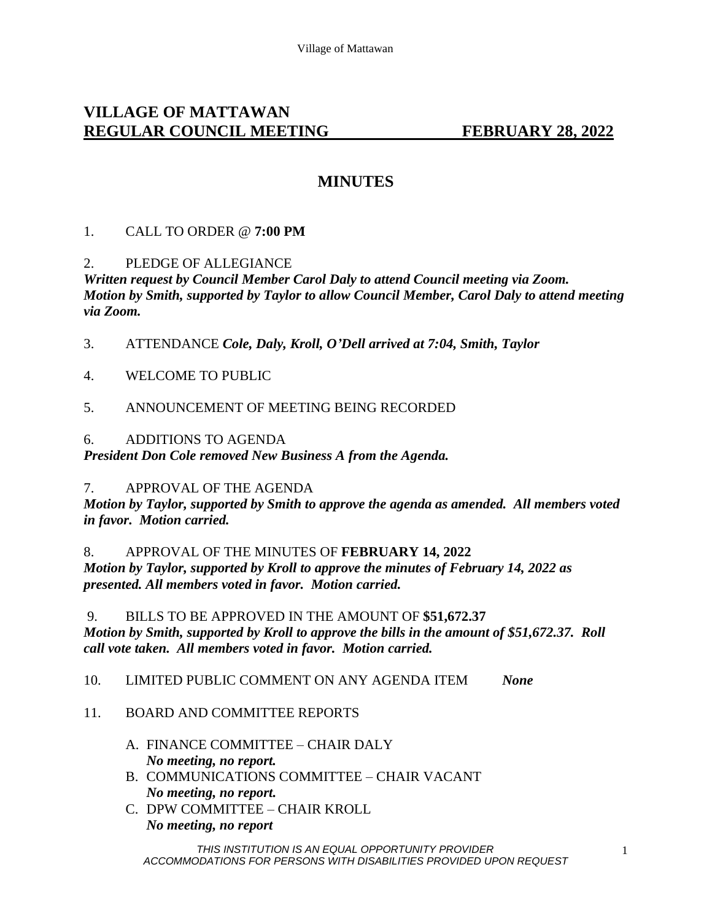# VILLAGE OF MATTAWAN

## REGULAR COUNCIL MEETING FEBRUARY 28, 2022

## MINUTES

1. CALL TO ORDER @ **7:00 PM**

2. PLEDGE OF ALLEGIANCE

***Written request by Council Member Carol Daly to attend Council meeting via Zoom. Motion by Smith, supported by Taylor to allow Council Member, Carol Daly to attend meeting via Zoom.***

3. ATTENDANCE ***Cole, Daly, Kroll, O'Dell arrived at 7:04, Smith, Taylor***

4. WELCOME TO PUBLIC

5. ANNOUNCEMENT OF MEETING BEING RECORDED

6. ADDITIONS TO AGENDA

***President Don Cole removed New Business A from the Agenda.***

7. APPROVAL OF THE AGENDA

***Motion by Taylor, supported by Smith to approve the agenda as amended. All members voted in favor. Motion carried.***

8. APPROVAL OF THE MINUTES OF **FEBRUARY 14, 2022**

***Motion by Taylor, supported by Kroll to approve the minutes of February 14, 2022 as presented. All members voted in favor. Motion carried.***

9. BILLS TO BE APPROVED IN THE AMOUNT OF **$51,672.37**

***Motion by Smith, supported by Kroll to approve the bills in the amount of $51,672.37. Roll call vote taken. All members voted in favor. Motion carried.***

10. LIMITED PUBLIC COMMENT ON ANY AGENDA ITEM ***None***

11. BOARD AND COMMITTEE REPORTS

   A. FINANCE COMMITTEE – CHAIR DALY
   ***No meeting, no report.***

   B. COMMUNICATIONS COMMITTEE – CHAIR VACANT
   ***No meeting, no report.***

   C. DPW COMMITTEE – CHAIR KROLL
   ***No meeting, no report***

THIS INSTITUTION IS AN EQUAL OPPORTUNITY PROVIDER
ACCOMMODATIONS FOR PERSONS WITH DISABILITIES PROVIDED UPON REQUEST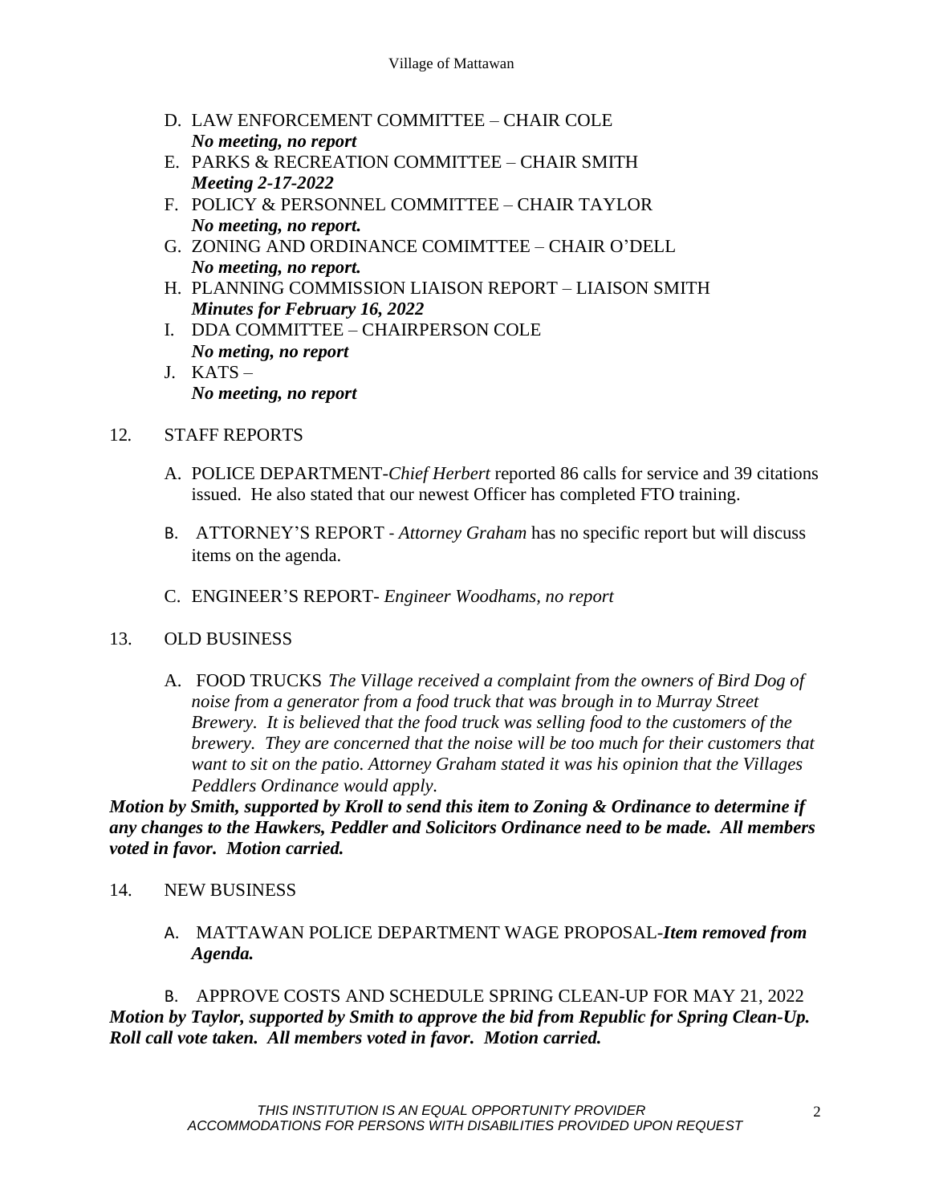D. LAW ENFORCEMENT COMMITTEE – CHAIR COLE
   ***No meeting, no report***
E. PARKS & RECREATION COMMITTEE – CHAIR SMITH
   ***Meeting 2-17-2022***
F. POLICY & PERSONNEL COMMITTEE – CHAIR TAYLOR
   ***No meeting, no report.***
G. ZONING AND ORDINANCE COMIMTTEE – CHAIR O'DELL
   ***No meeting, no report.***
H. PLANNING COMMISSION LIAISON REPORT – LIAISON SMITH
   ***Minutes for February 16, 2022***
I. DDA COMMITTEE – CHAIRPERSON COLE
   ***No meting, no report***
J. KATS –
   ***No meeting, no report***

12. STAFF REPORTS

    A. POLICE DEPARTMENT-*Chief Herbert* reported 86 calls for service and 39 citations issued. He also stated that our newest Officer has completed FTO training.

    B. ATTORNEY'S REPORT - *Attorney Graham* has no specific report but will discuss items on the agenda.

    C. ENGINEER'S REPORT- *Engineer Woodhams, no report*

13. OLD BUSINESS

    A. FOOD TRUCKS *The Village received a complaint from the owners of Bird Dog of noise from a generator from a food truck that was brough in to Murray Street Brewery. It is believed that the food truck was selling food to the customers of the brewery. They are concerned that the noise will be too much for their customers that want to sit on the patio. Attorney Graham stated it was his opinion that the Villages Peddlers Ordinance would apply.*

***Motion by Smith, supported by Kroll to send this item to Zoning & Ordinance to determine if any changes to the Hawkers, Peddler and Solicitors Ordinance need to be made. All members voted in favor. Motion carried.***

14. NEW BUSINESS

    A. MATTAWAN POLICE DEPARTMENT WAGE PROPOSAL-***Item removed from Agenda.***

    B. APPROVE COSTS AND SCHEDULE SPRING CLEAN-UP FOR MAY 21, 2022

***Motion by Taylor, supported by Smith to approve the bid from Republic for Spring Clean-Up. Roll call vote taken. All members voted in favor. Motion carried.***

*THIS INSTITUTION IS AN EQUAL OPPORTUNITY PROVIDER*
*ACCOMMODATIONS FOR PERSONS WITH DISABILITIES PROVIDED UPON REQUEST*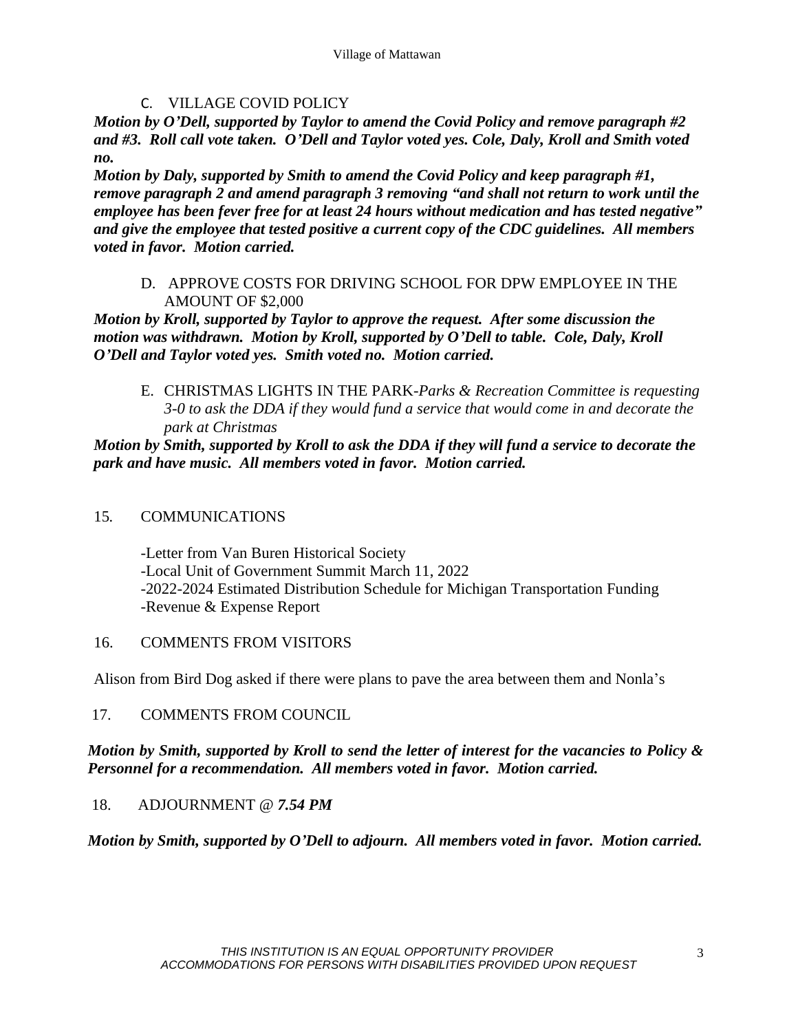C. VILLAGE COVID POLICY

***Motion by O'Dell, supported by Taylor to amend the Covid Policy and remove paragraph #2 and #3. Roll call vote taken. O'Dell and Taylor voted yes. Cole, Daly, Kroll and Smith voted no.***

***Motion by Daly, supported by Smith to amend the Covid Policy and keep paragraph #1, remove paragraph 2 and amend paragraph 3 removing "and shall not return to work until the employee has been fever free for at least 24 hours without medication and has tested negative" and give the employee that tested positive a current copy of the CDC guidelines. All members voted in favor. Motion carried.***

D. APPROVE COSTS FOR DRIVING SCHOOL FOR DPW EMPLOYEE IN THE AMOUNT OF $2,000

***Motion by Kroll, supported by Taylor to approve the request. After some discussion the motion was withdrawn. Motion by Kroll, supported by O'Dell to table. Cole, Daly, Kroll O'Dell and Taylor voted yes. Smith voted no. Motion carried.***

E. CHRISTMAS LIGHTS IN THE PARK-*Parks & Recreation Committee is requesting 3-0 to ask the DDA if they would fund a service that would come in and decorate the park at Christmas*

***Motion by Smith, supported by Kroll to ask the DDA if they will fund a service to decorate the park and have music. All members voted in favor. Motion carried.***

15. COMMUNICATIONS

-Letter from Van Buren Historical Society
-Local Unit of Government Summit March 11, 2022
-2022-2024 Estimated Distribution Schedule for Michigan Transportation Funding
-Revenue & Expense Report

16. COMMENTS FROM VISITORS

Alison from Bird Dog asked if there were plans to pave the area between them and Nonla's

17. COMMENTS FROM COUNCIL

***Motion by Smith, supported by Kroll to send the letter of interest for the vacancies to Policy & Personnel for a recommendation. All members voted in favor. Motion carried.***

18. ADJOURNMENT @ ***7.54 PM***

***Motion by Smith, supported by O'Dell to adjourn. All members voted in favor. Motion carried.***

*THIS INSTITUTION IS AN EQUAL OPPORTUNITY PROVIDER*
*ACCOMMODATIONS FOR PERSONS WITH DISABILITIES PROVIDED UPON REQUEST*